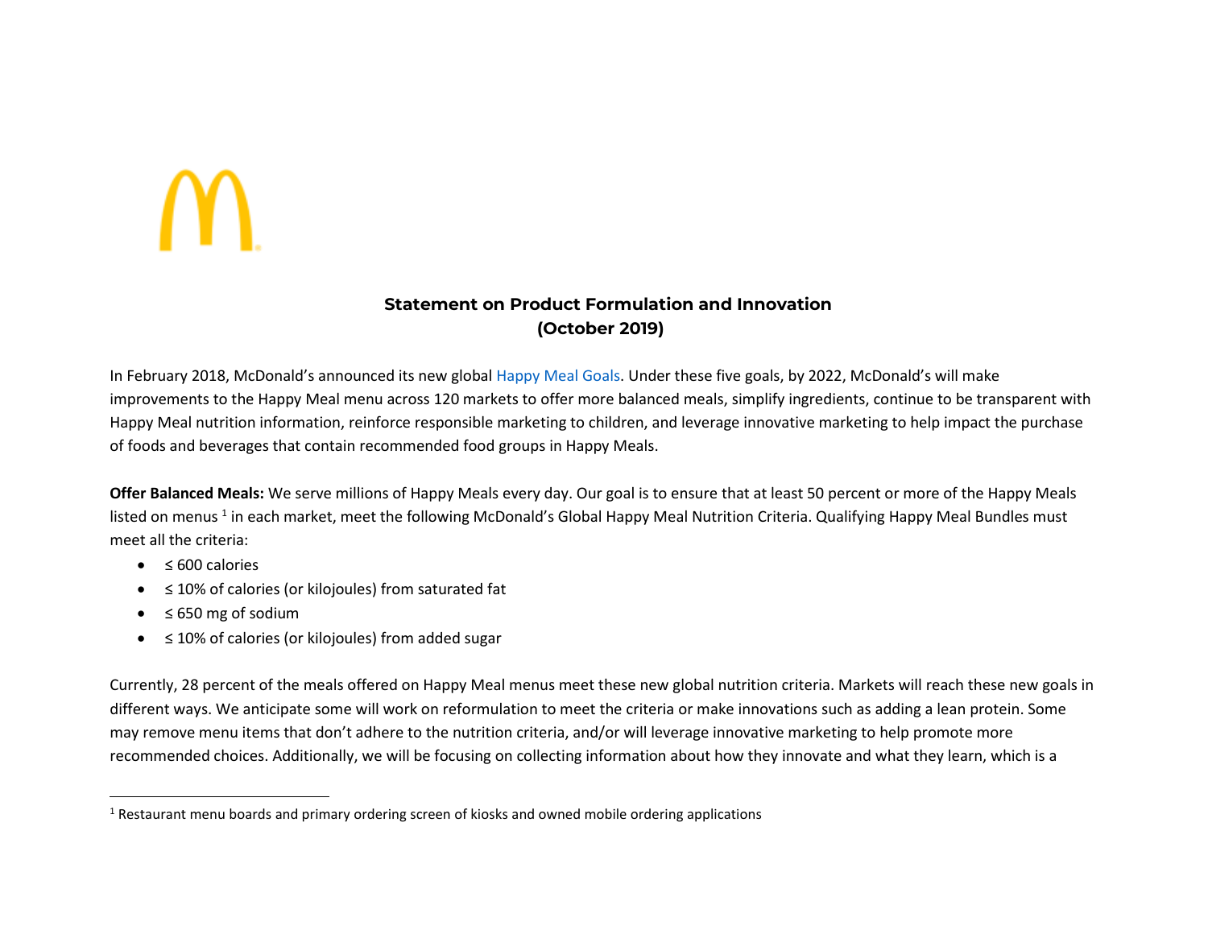# Statement on Product Formulation and Innovation
# (October 2019)

In February 2018, McDonald's announced its new global Happy Meal Goals. Under these five goals, by 2022, McDonald's will make improvements to the Happy Meal menu across 120 markets to offer more balanced meals, simplify ingredients, continue to be transparent with Happy Meal nutrition information, reinforce responsible marketing to children, and leverage innovative marketing to help impact the purchase of foods and beverages that contain recommended food groups in Happy Meals.

**Offer Balanced Meals:** We serve millions of Happy Meals every day. Our goal is to ensure that at least 50 percent or more of the Happy Meals listed on menus [1] in each market, meet the following McDonald's Global Happy Meal Nutrition Criteria. Qualifying Happy Meal Bundles must meet all the criteria:

- ≤ 600 calories
- ≤ 10% of calories (or kilojoules) from saturated fat
- ≤ 650 mg of sodium
- ≤ 10% of calories (or kilojoules) from added sugar

Currently, 28 percent of the meals offered on Happy Meal menus meet these new global nutrition criteria. Markets will reach these new goals in different ways. We anticipate some will work on reformulation to meet the criteria or make innovations such as adding a lean protein. Some may remove menu items that don't adhere to the nutrition criteria, and/or will leverage innovative marketing to help promote more recommended choices. Additionally, we will be focusing on collecting information about how they innovate and what they learn, which is a

[1] Restaurant menu boards and primary ordering screen of kiosks and owned mobile ordering applications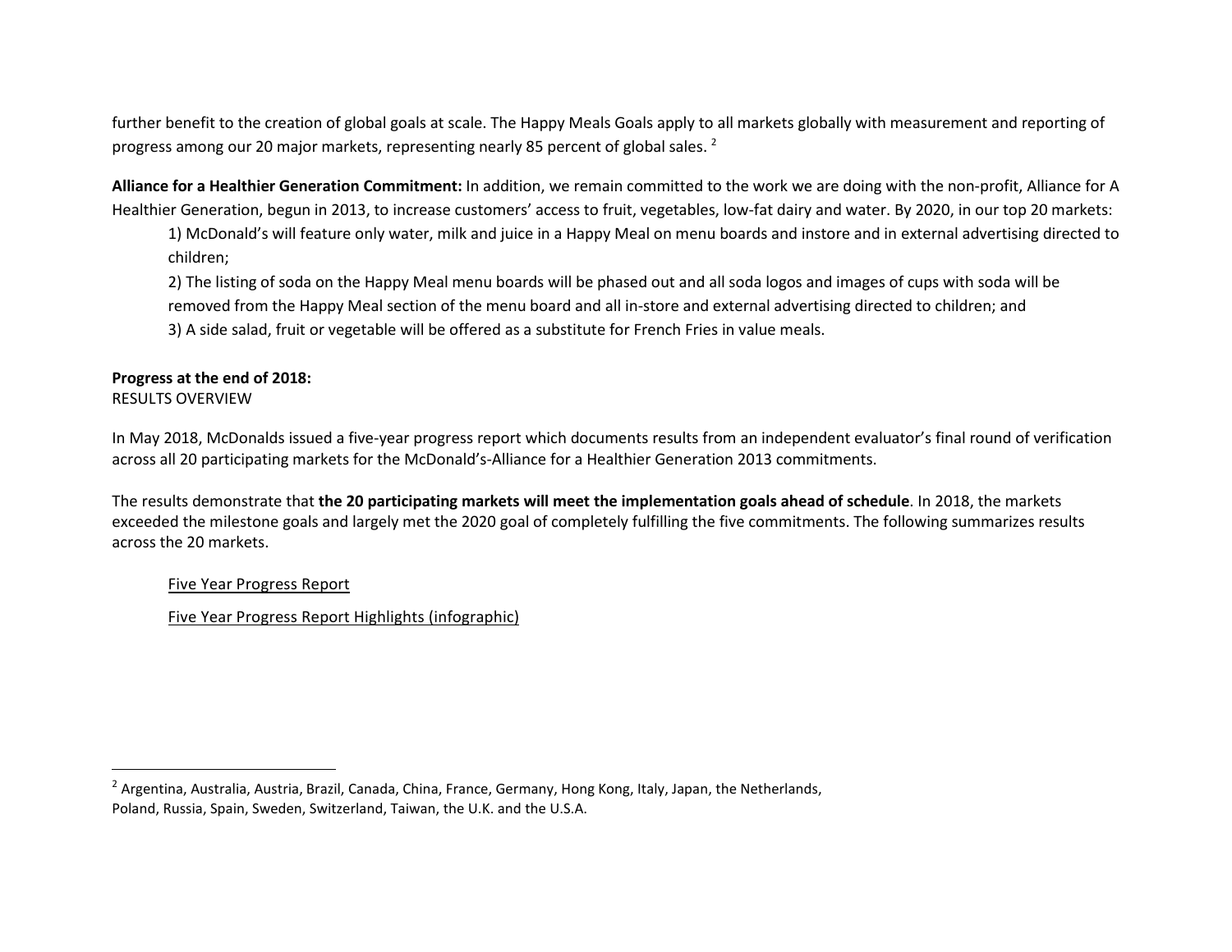further benefit to the creation of global goals at scale. The Happy Meals Goals apply to all markets globally with measurement and reporting of progress among our 20 major markets, representing nearly 85 percent of global sales. [2]

**Alliance for a Healthier Generation Commitment:** In addition, we remain committed to the work we are doing with the non-profit, Alliance for A Healthier Generation, begun in 2013, to increase customers' access to fruit, vegetables, low-fat dairy and water. By 2020, in our top 20 markets:

1) McDonald's will feature only water, milk and juice in a Happy Meal on menu boards and instore and in external advertising directed to children;

2) The listing of soda on the Happy Meal menu boards will be phased out and all soda logos and images of cups with soda will be removed from the Happy Meal section of the menu board and all in-store and external advertising directed to children; and

3) A side salad, fruit or vegetable will be offered as a substitute for French Fries in value meals.

**Progress at the end of 2018:**
RESULTS OVERVIEW

In May 2018, McDonalds issued a five-year progress report which documents results from an independent evaluator's final round of verification across all 20 participating markets for the McDonald's-Alliance for a Healthier Generation 2013 commitments.

The results demonstrate that **the 20 participating markets will meet the implementation goals ahead of schedule**. In 2018, the markets exceeded the milestone goals and largely met the 2020 goal of completely fulfilling the five commitments. The following summarizes results across the 20 markets.

Five Year Progress Report

Five Year Progress Report Highlights (infographic)

---

[2] Argentina, Australia, Austria, Brazil, Canada, China, France, Germany, Hong Kong, Italy, Japan, the Netherlands, Poland, Russia, Spain, Sweden, Switzerland, Taiwan, the U.K. and the U.S.A.